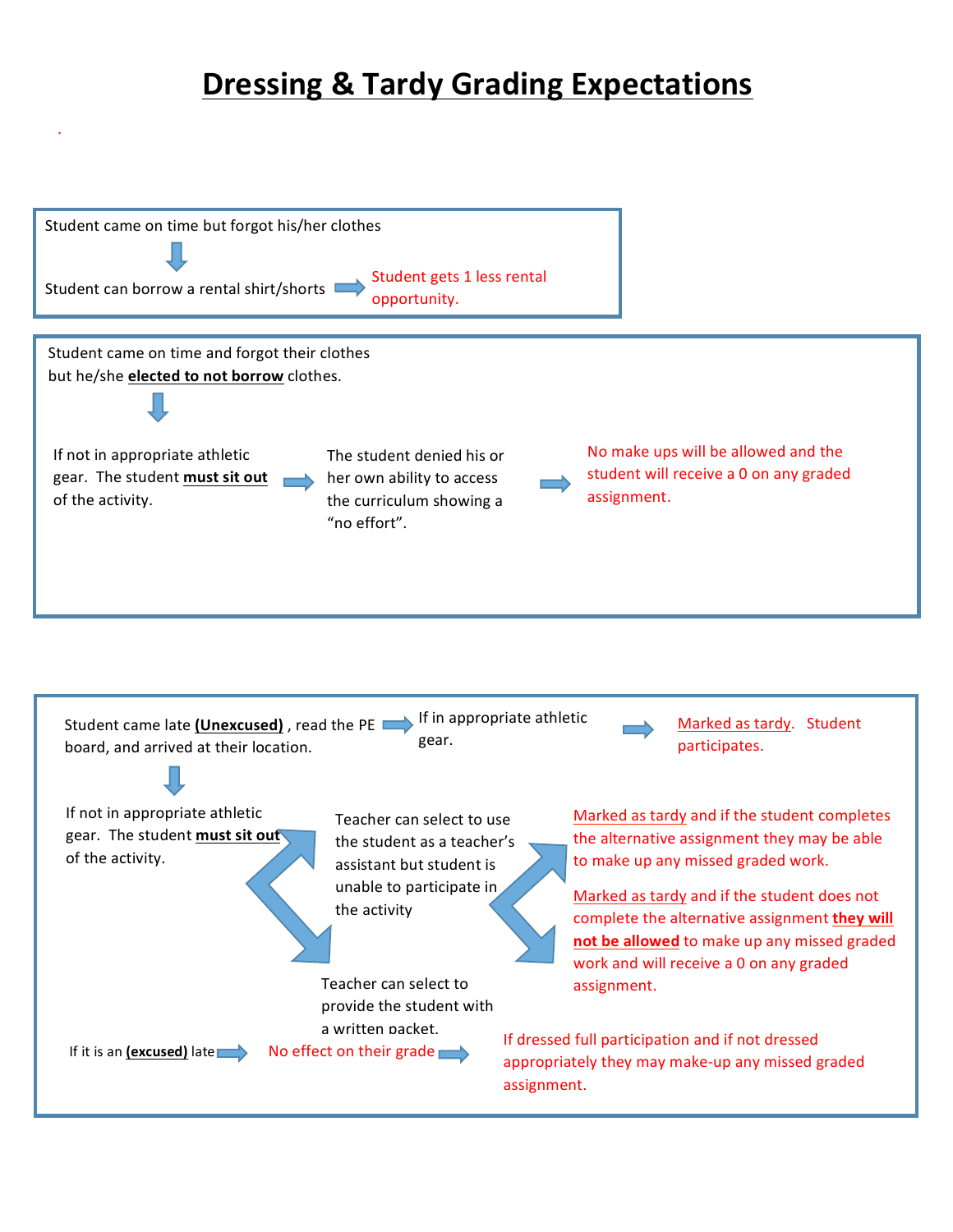# Dressing & Tardy Grading Expectations

Student came on time but forgot his/her clothes

↓

Student can borrow a rental shirt/shorts → Student gets 1 less rental opportunity.

---

Student came on time and forgot their clothes but he/she **elected to not borrow** clothes.

↓

If not in appropriate athletic gear. The student **must sit out** of the activity. → The student denied his or her own ability to access the curriculum showing a "no effort". → No make ups will be allowed and the student will receive a 0 on any graded assignment.

---

Student came late **(Unexcused)**, read the PE board, and arrived at their location. → If in appropriate athletic gear. → Marked as tardy. Student participates.

↓

If not in appropriate athletic gear. The student **must sit out** of the activity.

- Teacher can select to use the student as a teacher's assistant but student is unable to participate in the activity
- Teacher can select to provide the student with a written packet.

→

- Marked as tardy and if the student completes the alternative assignment they may be able to make up any missed graded work.
- Marked as tardy and if the student does not complete the alternative assignment **they will not be allowed** to make up any missed graded work and will receive a 0 on any graded assignment.

If it is an **(excused)** late → No effect on their grade → If dressed full participation and if not dressed appropriately they may make-up any missed graded assignment.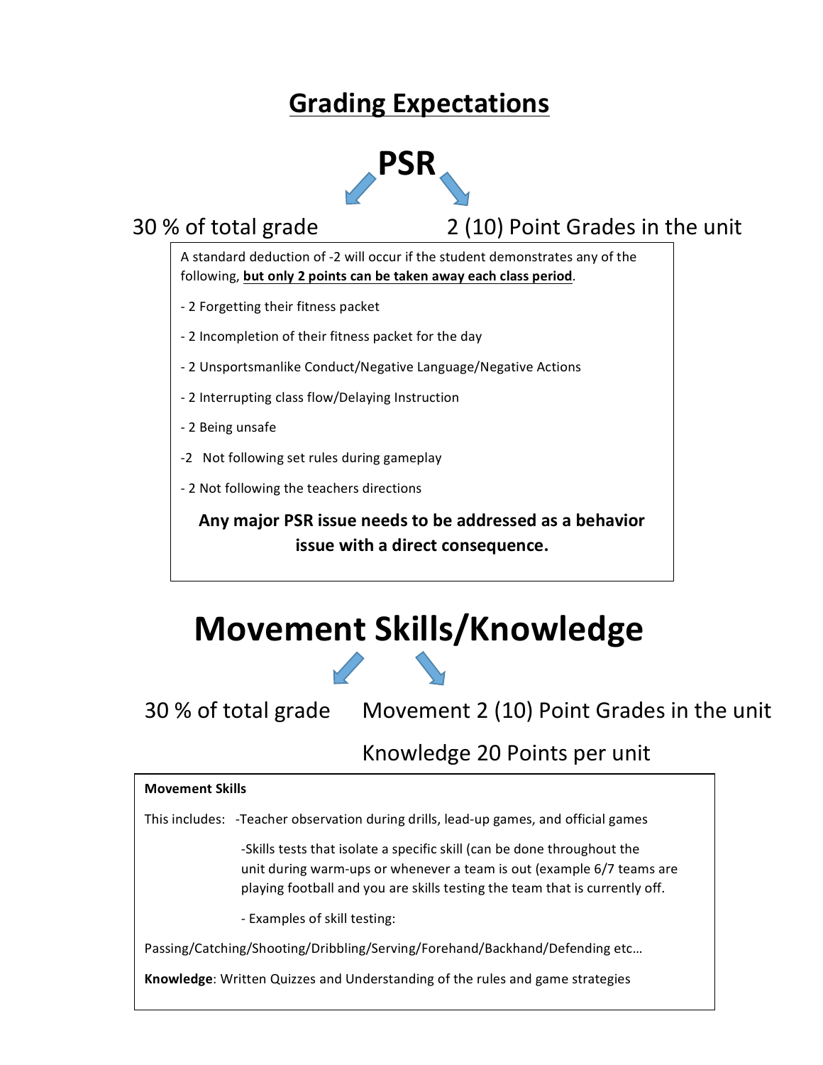# Grading Expectations

## PSR

30 % of total grade

2 (10) Point Grades in the unit

A standard deduction of -2 will occur if the student demonstrates any of the following, **but only 2 points can be taken away each class period**.

- 2 Forgetting their fitness packet
- 2 Incompletion of their fitness packet for the day
- 2 Unsportsmanlike Conduct/Negative Language/Negative Actions
- 2 Interrupting class flow/Delaying Instruction
- 2 Being unsafe
- -2 Not following set rules during gameplay
- 2 Not following the teachers directions

**Any major PSR issue needs to be addressed as a behavior issue with a direct consequence.**

## Movement Skills/Knowledge

30 % of total grade

Movement 2 (10) Point Grades in the unit

Knowledge 20 Points per unit

**Movement Skills**

This includes: -Teacher observation during drills, lead-up games, and official games

-Skills tests that isolate a specific skill (can be done throughout the unit during warm-ups or whenever a team is out (example 6/7 teams are playing football and you are skills testing the team that is currently off.

- Examples of skill testing:

Passing/Catching/Shooting/Dribbling/Serving/Forehand/Backhand/Defending etc…

**Knowledge**: Written Quizzes and Understanding of the rules and game strategies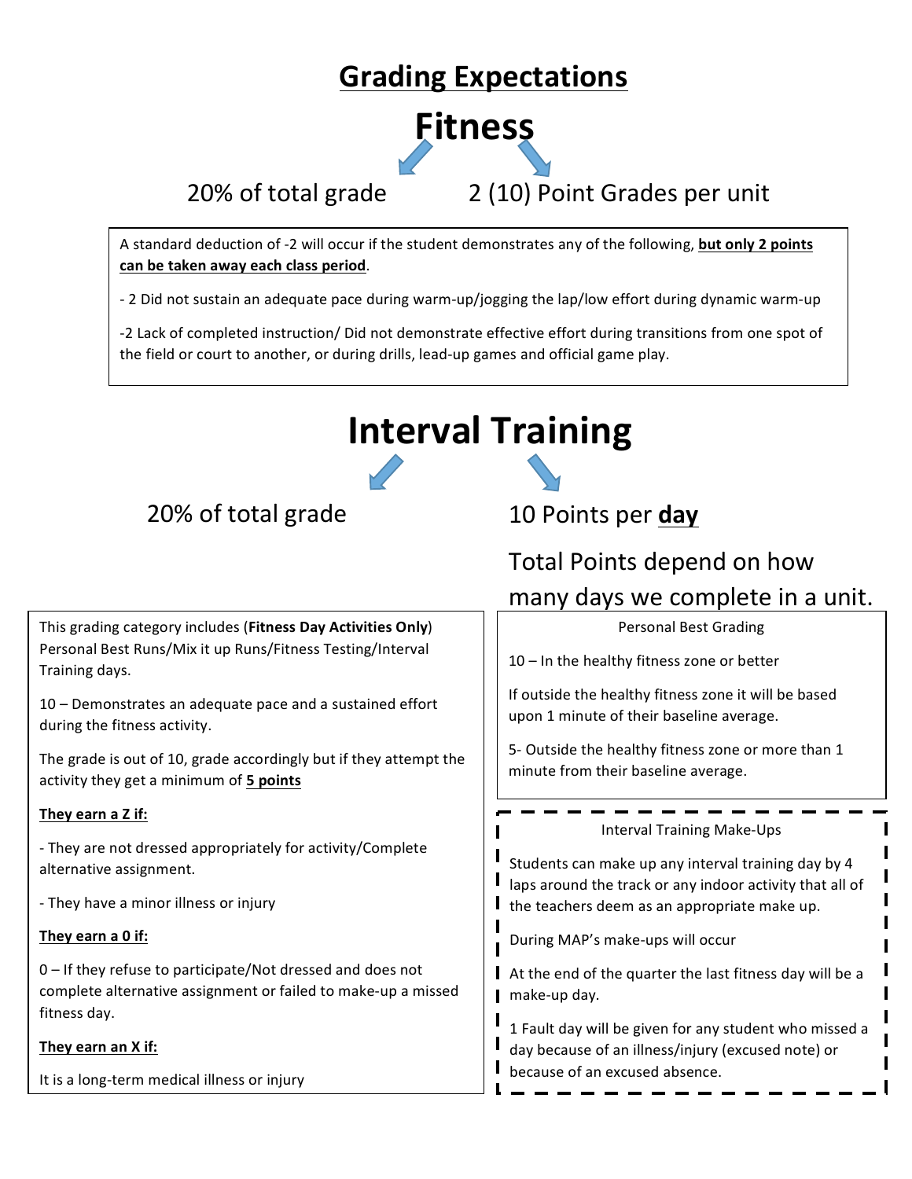# Grading Expectations

## Fitness

20% of total grade

2 (10) Point Grades per unit

A standard deduction of -2 will occur if the student demonstrates any of the following, **but only 2 points can be taken away each class period**.

- 2 Did not sustain an adequate pace during warm-up/jogging the lap/low effort during dynamic warm-up

-2 Lack of completed instruction/ Did not demonstrate effective effort during transitions from one spot of the field or court to another, or during drills, lead-up games and official game play.

## Interval Training

20% of total grade

10 Points per **day**

Total Points depend on how many days we complete in a unit.

This grading category includes (**Fitness Day Activities Only**) Personal Best Runs/Mix it up Runs/Fitness Testing/Interval Training days.

10 – Demonstrates an adequate pace and a sustained effort during the fitness activity.

The grade is out of 10, grade accordingly but if they attempt the activity they get a minimum of **5 points**

**They earn a Z if:**

- They are not dressed appropriately for activity/Complete alternative assignment.

- They have a minor illness or injury

**They earn a 0 if:**

0 – If they refuse to participate/Not dressed and does not complete alternative assignment or failed to make-up a missed fitness day.

**They earn an X if:**

It is a long-term medical illness or injury

Personal Best Grading

10 – In the healthy fitness zone or better

If outside the healthy fitness zone it will be based upon 1 minute of their baseline average.

5- Outside the healthy fitness zone or more than 1 minute from their baseline average.

Interval Training Make-Ups

Students can make up any interval training day by 4 laps around the track or any indoor activity that all of the teachers deem as an appropriate make up.

During MAP's make-ups will occur

At the end of the quarter the last fitness day will be a make-up day.

1 Fault day will be given for any student who missed a day because of an illness/injury (excused note) or because of an excused absence.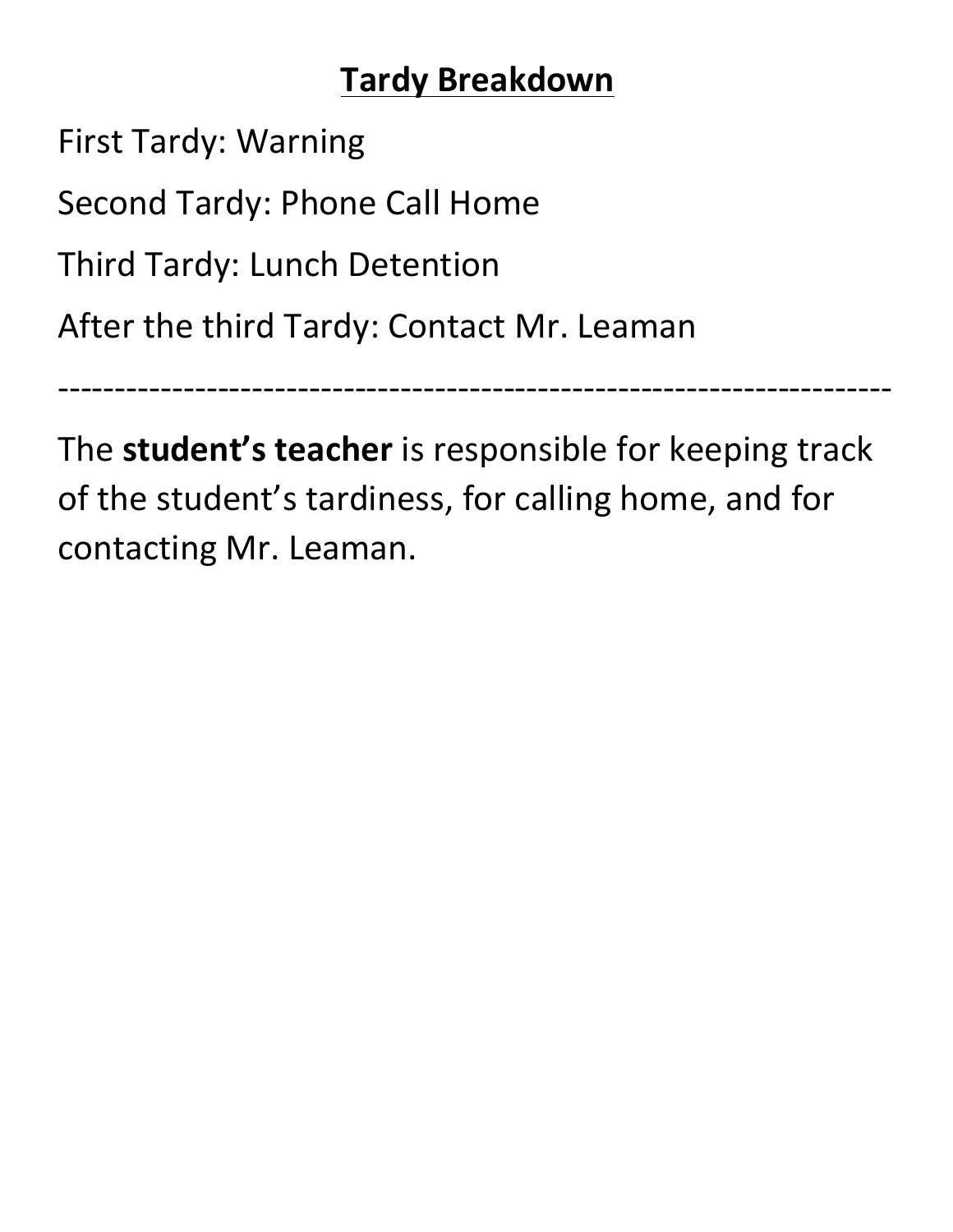## Tardy Breakdown

First Tardy: Warning

Second Tardy: Phone Call Home

Third Tardy: Lunch Detention

After the third Tardy: Contact Mr. Leaman

---

The **student's teacher** is responsible for keeping track of the student's tardiness, for calling home, and for contacting Mr. Leaman.